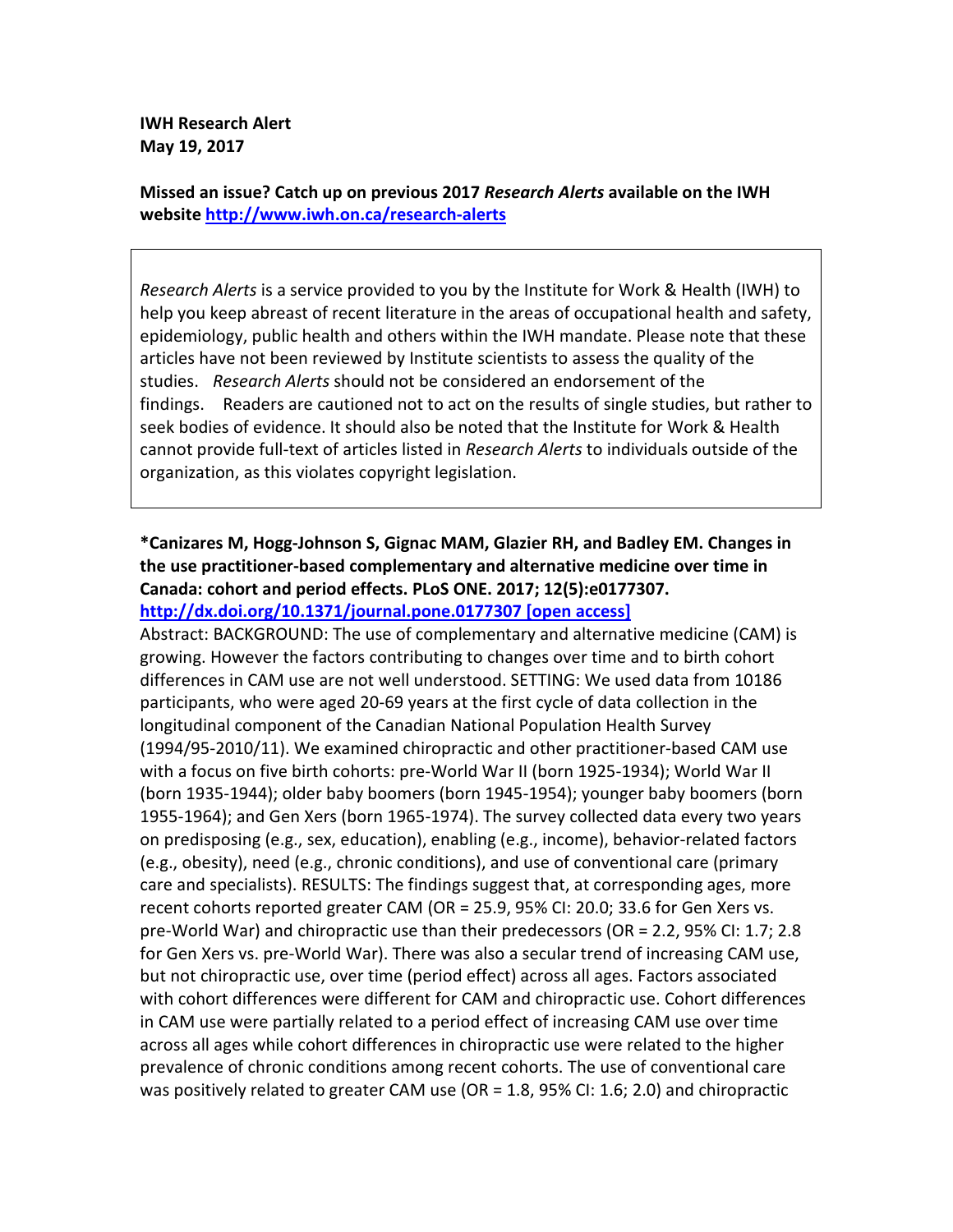**IWH Research Alert**
**May 19, 2017**

**Missed an issue? Catch up on previous 2017 *Research Alerts* available on the IWH website [http://www.iwh.on.ca/research-alerts](http://www.iwh.on.ca/research-alerts)**

> *Research Alerts* is a service provided to you by the Institute for Work & Health (IWH) to help you keep abreast of recent literature in the areas of occupational health and safety, epidemiology, public health and others within the IWH mandate. Please note that these articles have not been reviewed by Institute scientists to assess the quality of the studies. *Research Alerts* should not be considered an endorsement of the findings. Readers are cautioned not to act on the results of single studies, but rather to seek bodies of evidence. It should also be noted that the Institute for Work & Health cannot provide full-text of articles listed in *Research Alerts* to individuals outside of the organization, as this violates copyright legislation.

**\*Canizares M, Hogg-Johnson S, Gignac MAM, Glazier RH, and Badley EM. Changes in the use practitioner-based complementary and alternative medicine over time in Canada: cohort and period effects. PLoS ONE. 2017; 12(5):e0177307.**
**[http://dx.doi.org/10.1371/journal.pone.0177307 [open access]](http://dx.doi.org/10.1371/journal.pone.0177307)**

Abstract: BACKGROUND: The use of complementary and alternative medicine (CAM) is growing. However the factors contributing to changes over time and to birth cohort differences in CAM use are not well understood. SETTING: We used data from 10186 participants, who were aged 20-69 years at the first cycle of data collection in the longitudinal component of the Canadian National Population Health Survey (1994/95-2010/11). We examined chiropractic and other practitioner-based CAM use with a focus on five birth cohorts: pre-World War II (born 1925-1934); World War II (born 1935-1944); older baby boomers (born 1945-1954); younger baby boomers (born 1955-1964); and Gen Xers (born 1965-1974). The survey collected data every two years on predisposing (e.g., sex, education), enabling (e.g., income), behavior-related factors (e.g., obesity), need (e.g., chronic conditions), and use of conventional care (primary care and specialists). RESULTS: The findings suggest that, at corresponding ages, more recent cohorts reported greater CAM (OR = 25.9, 95% CI: 20.0; 33.6 for Gen Xers vs. pre-World War) and chiropractic use than their predecessors (OR = 2.2, 95% CI: 1.7; 2.8 for Gen Xers vs. pre-World War). There was also a secular trend of increasing CAM use, but not chiropractic use, over time (period effect) across all ages. Factors associated with cohort differences were different for CAM and chiropractic use. Cohort differences in CAM use were partially related to a period effect of increasing CAM use over time across all ages while cohort differences in chiropractic use were related to the higher prevalence of chronic conditions among recent cohorts. The use of conventional care was positively related to greater CAM use (OR = 1.8, 95% CI: 1.6; 2.0) and chiropractic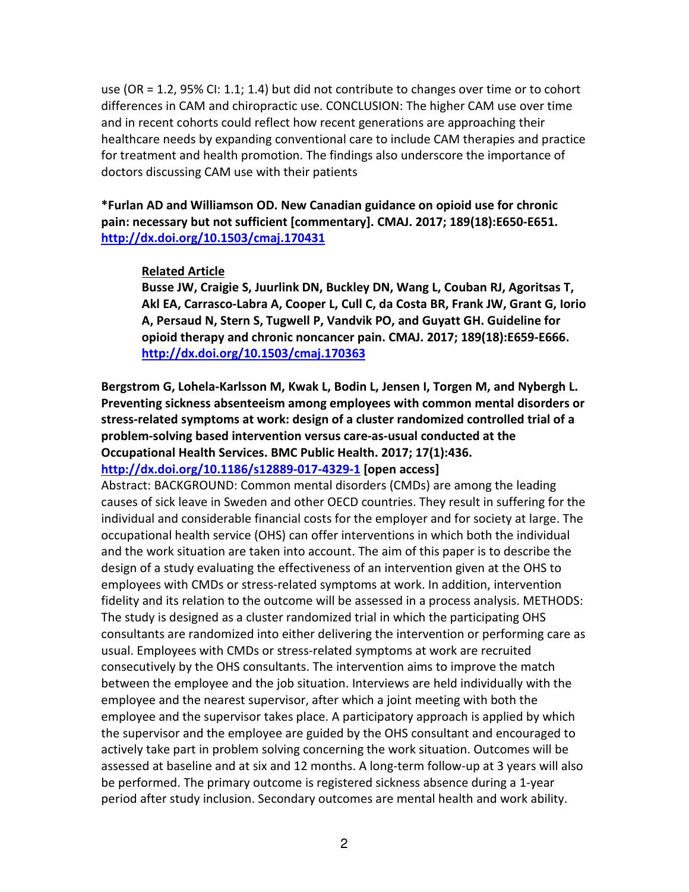use (OR = 1.2, 95% CI: 1.1; 1.4) but did not contribute to changes over time or to cohort differences in CAM and chiropractic use. CONCLUSION: The higher CAM use over time and in recent cohorts could reflect how recent generations are approaching their healthcare needs by expanding conventional care to include CAM therapies and practice for treatment and health promotion. The findings also underscore the importance of doctors discussing CAM use with their patients

**\*Furlan AD and Williamson OD. New Canadian guidance on opioid use for chronic pain: necessary but not sufficient [commentary]. CMAJ. 2017; 189(18):E650-E651. [http://dx.doi.org/10.1503/cmaj.170431](http://dx.doi.org/10.1503/cmaj.170431)**

> **Related Article**
>
> **Busse JW, Craigie S, Juurlink DN, Buckley DN, Wang L, Couban RJ, Agoritsas T, Akl EA, Carrasco-Labra A, Cooper L, Cull C, da Costa BR, Frank JW, Grant G, Iorio A, Persaud N, Stern S, Tugwell P, Vandvik PO, and Guyatt GH. Guideline for opioid therapy and chronic noncancer pain. CMAJ. 2017; 189(18):E659-E666. [http://dx.doi.org/10.1503/cmaj.170363](http://dx.doi.org/10.1503/cmaj.170363)**

**Bergstrom G, Lohela-Karlsson M, Kwak L, Bodin L, Jensen I, Torgen M, and Nybergh L. Preventing sickness absenteeism among employees with common mental disorders or stress-related symptoms at work: design of a cluster randomized controlled trial of a problem-solving based intervention versus care-as-usual conducted at the Occupational Health Services. BMC Public Health. 2017; 17(1):436. [http://dx.doi.org/10.1186/s12889-017-4329-1](http://dx.doi.org/10.1186/s12889-017-4329-1) [open access]**

Abstract: BACKGROUND: Common mental disorders (CMDs) are among the leading causes of sick leave in Sweden and other OECD countries. They result in suffering for the individual and considerable financial costs for the employer and for society at large. The occupational health service (OHS) can offer interventions in which both the individual and the work situation are taken into account. The aim of this paper is to describe the design of a study evaluating the effectiveness of an intervention given at the OHS to employees with CMDs or stress-related symptoms at work. In addition, intervention fidelity and its relation to the outcome will be assessed in a process analysis. METHODS: The study is designed as a cluster randomized trial in which the participating OHS consultants are randomized into either delivering the intervention or performing care as usual. Employees with CMDs or stress-related symptoms at work are recruited consecutively by the OHS consultants. The intervention aims to improve the match between the employee and the job situation. Interviews are held individually with the employee and the nearest supervisor, after which a joint meeting with both the employee and the supervisor takes place. A participatory approach is applied by which the supervisor and the employee are guided by the OHS consultant and encouraged to actively take part in problem solving concerning the work situation. Outcomes will be assessed at baseline and at six and 12 months. A long-term follow-up at 3 years will also be performed. The primary outcome is registered sickness absence during a 1-year period after study inclusion. Secondary outcomes are mental health and work ability.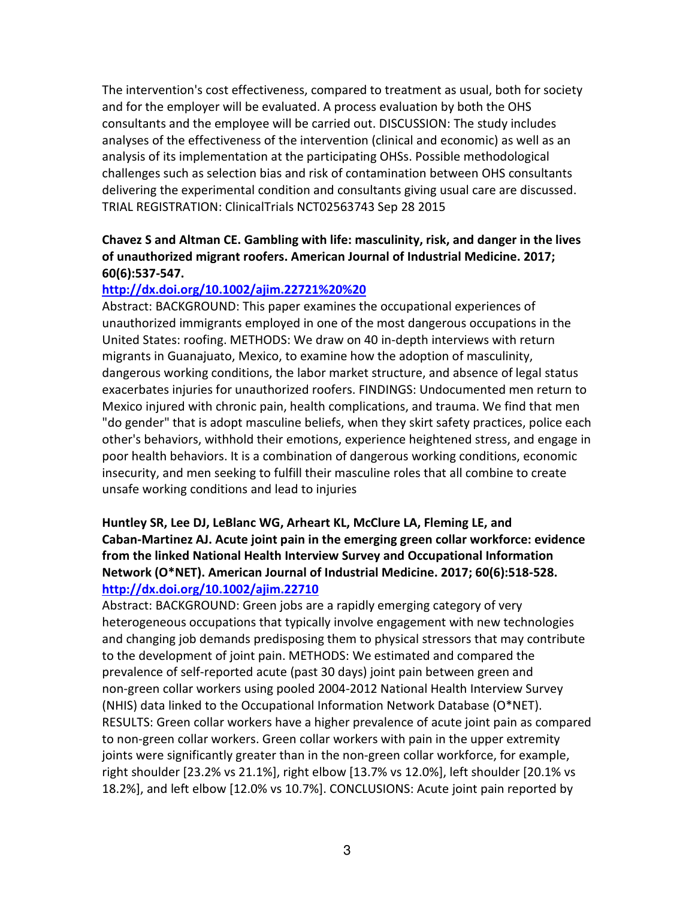The intervention's cost effectiveness, compared to treatment as usual, both for society and for the employer will be evaluated. A process evaluation by both the OHS consultants and the employee will be carried out. DISCUSSION: The study includes analyses of the effectiveness of the intervention (clinical and economic) as well as an analysis of its implementation at the participating OHSs. Possible methodological challenges such as selection bias and risk of contamination between OHS consultants delivering the experimental condition and consultants giving usual care are discussed. TRIAL REGISTRATION: ClinicalTrials NCT02563743 Sep 28 2015

**Chavez S and Altman CE. Gambling with life: masculinity, risk, and danger in the lives of unauthorized migrant roofers. American Journal of Industrial Medicine. 2017; 60(6):537-547.**

**http://dx.doi.org/10.1002/ajim.22721%20%20**

Abstract: BACKGROUND: This paper examines the occupational experiences of unauthorized immigrants employed in one of the most dangerous occupations in the United States: roofing. METHODS: We draw on 40 in-depth interviews with return migrants in Guanajuato, Mexico, to examine how the adoption of masculinity, dangerous working conditions, the labor market structure, and absence of legal status exacerbates injuries for unauthorized roofers. FINDINGS: Undocumented men return to Mexico injured with chronic pain, health complications, and trauma. We find that men "do gender" that is adopt masculine beliefs, when they skirt safety practices, police each other's behaviors, withhold their emotions, experience heightened stress, and engage in poor health behaviors. It is a combination of dangerous working conditions, economic insecurity, and men seeking to fulfill their masculine roles that all combine to create unsafe working conditions and lead to injuries

**Huntley SR, Lee DJ, LeBlanc WG, Arheart KL, McClure LA, Fleming LE, and Caban-Martinez AJ. Acute joint pain in the emerging green collar workforce: evidence from the linked National Health Interview Survey and Occupational Information Network (O*NET). American Journal of Industrial Medicine. 2017; 60(6):518-528.**
**http://dx.doi.org/10.1002/ajim.22710**

Abstract: BACKGROUND: Green jobs are a rapidly emerging category of very heterogeneous occupations that typically involve engagement with new technologies and changing job demands predisposing them to physical stressors that may contribute to the development of joint pain. METHODS: We estimated and compared the prevalence of self-reported acute (past 30 days) joint pain between green and non-green collar workers using pooled 2004-2012 National Health Interview Survey (NHIS) data linked to the Occupational Information Network Database (O*NET). RESULTS: Green collar workers have a higher prevalence of acute joint pain as compared to non-green collar workers. Green collar workers with pain in the upper extremity joints were significantly greater than in the non-green collar workforce, for example, right shoulder [23.2% vs 21.1%], right elbow [13.7% vs 12.0%], left shoulder [20.1% vs 18.2%], and left elbow [12.0% vs 10.7%]. CONCLUSIONS: Acute joint pain reported by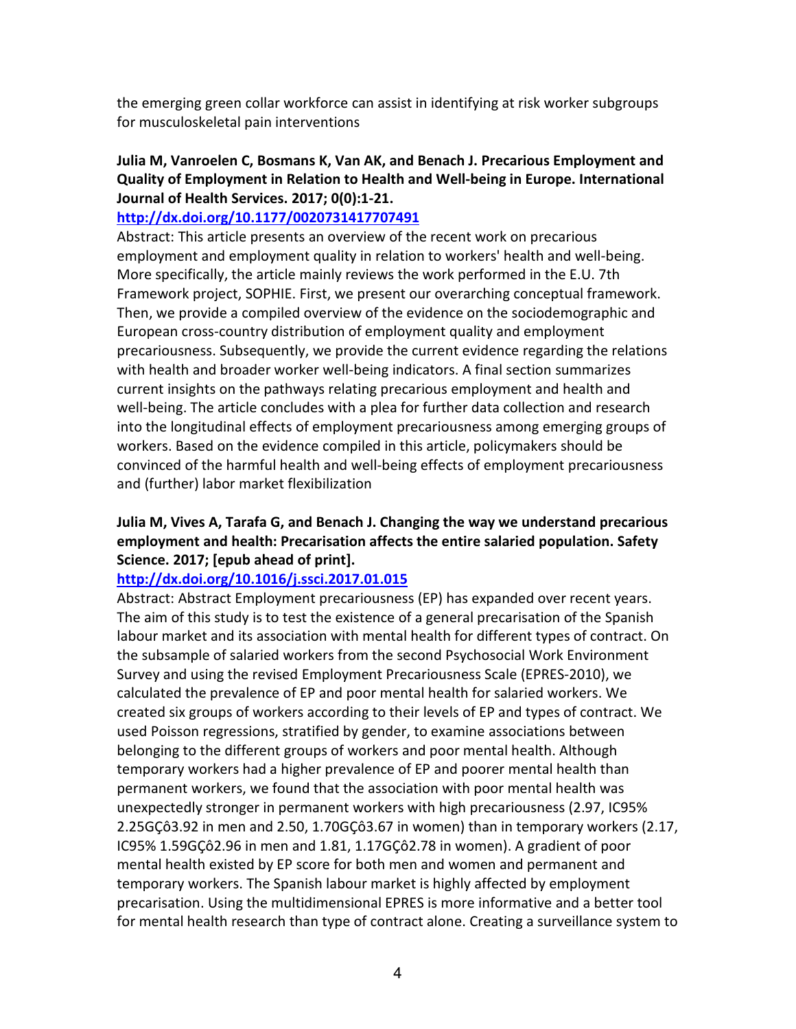the emerging green collar workforce can assist in identifying at risk worker subgroups for musculoskeletal pain interventions

**Julia M, Vanroelen C, Bosmans K, Van AK, and Benach J. Precarious Employment and Quality of Employment in Relation to Health and Well-being in Europe. International Journal of Health Services. 2017; 0(0):1-21.**

**http://dx.doi.org/10.1177/0020731417707491**

Abstract: This article presents an overview of the recent work on precarious employment and employment quality in relation to workers' health and well-being. More specifically, the article mainly reviews the work performed in the E.U. 7th Framework project, SOPHIE. First, we present our overarching conceptual framework. Then, we provide a compiled overview of the evidence on the sociodemographic and European cross-country distribution of employment quality and employment precariousness. Subsequently, we provide the current evidence regarding the relations with health and broader worker well-being indicators. A final section summarizes current insights on the pathways relating precarious employment and health and well-being. The article concludes with a plea for further data collection and research into the longitudinal effects of employment precariousness among emerging groups of workers. Based on the evidence compiled in this article, policymakers should be convinced of the harmful health and well-being effects of employment precariousness and (further) labor market flexibilization

**Julia M, Vives A, Tarafa G, and Benach J. Changing the way we understand precarious employment and health: Precarisation affects the entire salaried population. Safety Science. 2017; [epub ahead of print].**

**http://dx.doi.org/10.1016/j.ssci.2017.01.015**

Abstract: Abstract Employment precariousness (EP) has expanded over recent years. The aim of this study is to test the existence of a general precarisation of the Spanish labour market and its association with mental health for different types of contract. On the subsample of salaried workers from the second Psychosocial Work Environment Survey and using the revised Employment Precariousness Scale (EPRES-2010), we calculated the prevalence of EP and poor mental health for salaried workers. We created six groups of workers according to their levels of EP and types of contract. We used Poisson regressions, stratified by gender, to examine associations between belonging to the different groups of workers and poor mental health. Although temporary workers had a higher prevalence of EP and poorer mental health than permanent workers, we found that the association with poor mental health was unexpectedly stronger in permanent workers with high precariousness (2.97, IC95% 2.25GÇô3.92 in men and 2.50, 1.70GÇô3.67 in women) than in temporary workers (2.17, IC95% 1.59GÇô2.96 in men and 1.81, 1.17GÇô2.78 in women). A gradient of poor mental health existed by EP score for both men and women and permanent and temporary workers. The Spanish labour market is highly affected by employment precarisation. Using the multidimensional EPRES is more informative and a better tool for mental health research than type of contract alone. Creating a surveillance system to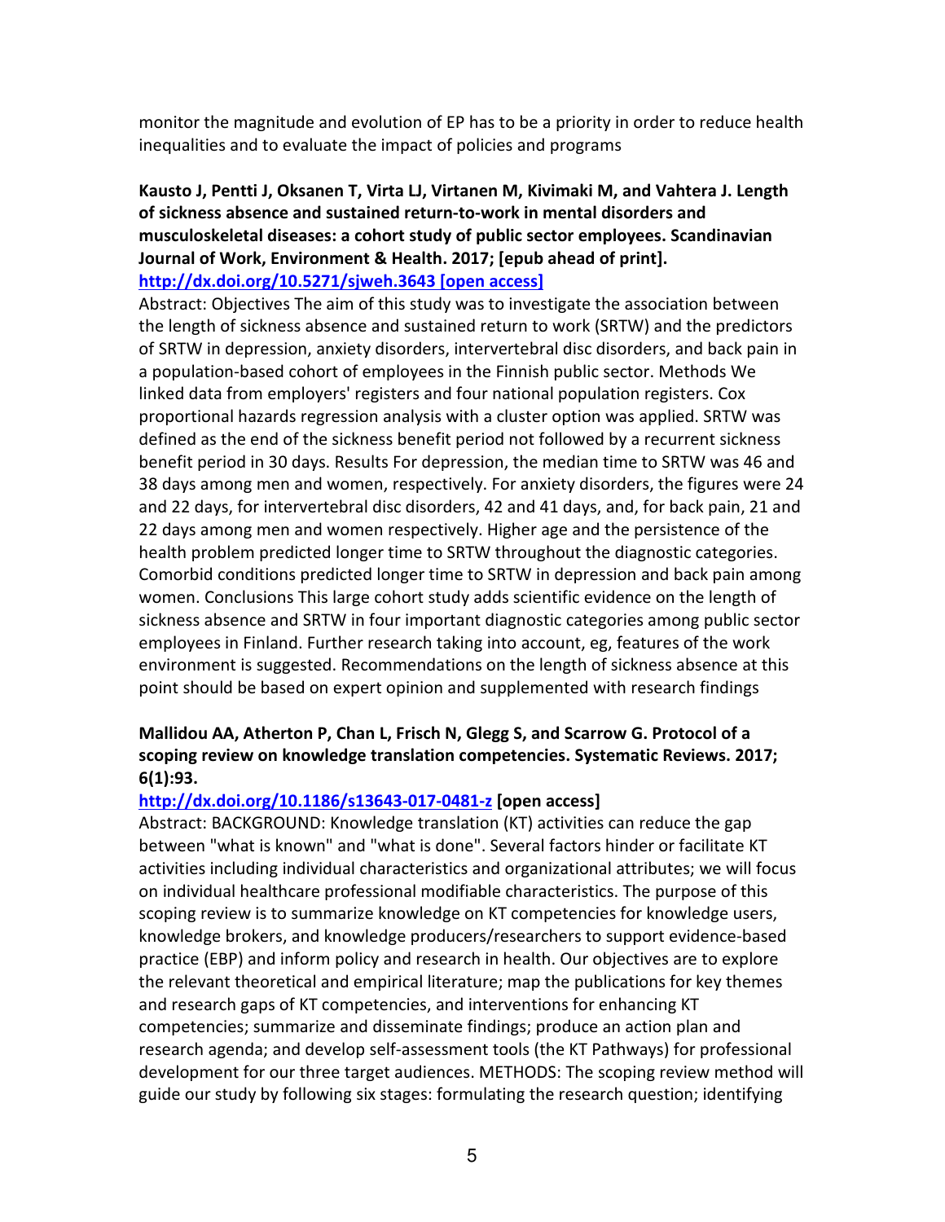monitor the magnitude and evolution of EP has to be a priority in order to reduce health inequalities and to evaluate the impact of policies and programs

**Kausto J, Pentti J, Oksanen T, Virta LJ, Virtanen M, Kivimaki M, and Vahtera J. Length of sickness absence and sustained return-to-work in mental disorders and musculoskeletal diseases: a cohort study of public sector employees. Scandinavian Journal of Work, Environment & Health. 2017; [epub ahead of print].**
**http://dx.doi.org/10.5271/sjweh.3643 [open access]**

Abstract: Objectives The aim of this study was to investigate the association between the length of sickness absence and sustained return to work (SRTW) and the predictors of SRTW in depression, anxiety disorders, intervertebral disc disorders, and back pain in a population-based cohort of employees in the Finnish public sector. Methods We linked data from employers' registers and four national population registers. Cox proportional hazards regression analysis with a cluster option was applied. SRTW was defined as the end of the sickness benefit period not followed by a recurrent sickness benefit period in 30 days. Results For depression, the median time to SRTW was 46 and 38 days among men and women, respectively. For anxiety disorders, the figures were 24 and 22 days, for intervertebral disc disorders, 42 and 41 days, and, for back pain, 21 and 22 days among men and women respectively. Higher age and the persistence of the health problem predicted longer time to SRTW throughout the diagnostic categories. Comorbid conditions predicted longer time to SRTW in depression and back pain among women. Conclusions This large cohort study adds scientific evidence on the length of sickness absence and SRTW in four important diagnostic categories among public sector employees in Finland. Further research taking into account, eg, features of the work environment is suggested. Recommendations on the length of sickness absence at this point should be based on expert opinion and supplemented with research findings

**Mallidou AA, Atherton P, Chan L, Frisch N, Glegg S, and Scarrow G. Protocol of a scoping review on knowledge translation competencies. Systematic Reviews. 2017; 6(1):93.**
**http://dx.doi.org/10.1186/s13643-017-0481-z [open access]**

Abstract: BACKGROUND: Knowledge translation (KT) activities can reduce the gap between "what is known" and "what is done". Several factors hinder or facilitate KT activities including individual characteristics and organizational attributes; we will focus on individual healthcare professional modifiable characteristics. The purpose of this scoping review is to summarize knowledge on KT competencies for knowledge users, knowledge brokers, and knowledge producers/researchers to support evidence-based practice (EBP) and inform policy and research in health. Our objectives are to explore the relevant theoretical and empirical literature; map the publications for key themes and research gaps of KT competencies, and interventions for enhancing KT competencies; summarize and disseminate findings; produce an action plan and research agenda; and develop self-assessment tools (the KT Pathways) for professional development for our three target audiences. METHODS: The scoping review method will guide our study by following six stages: formulating the research question; identifying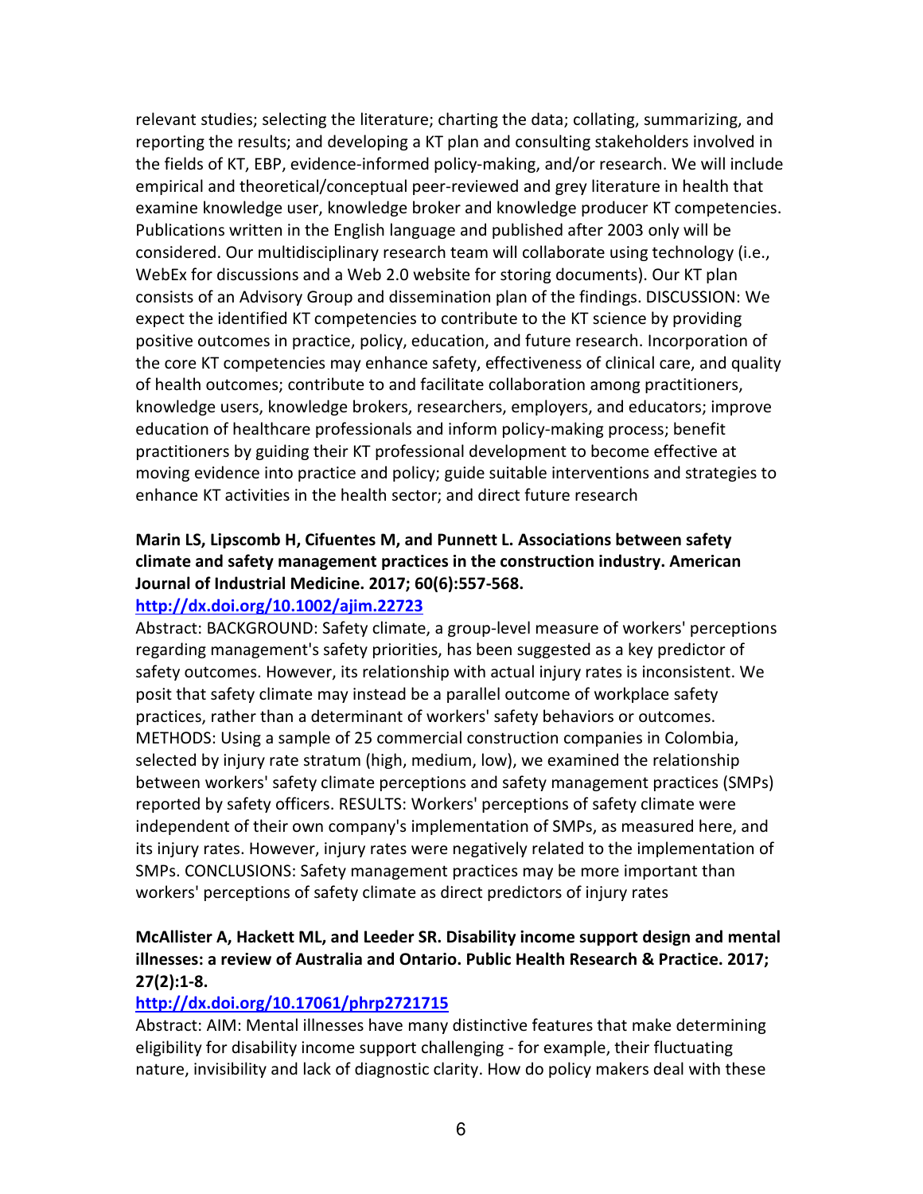relevant studies; selecting the literature; charting the data; collating, summarizing, and reporting the results; and developing a KT plan and consulting stakeholders involved in the fields of KT, EBP, evidence-informed policy-making, and/or research. We will include empirical and theoretical/conceptual peer-reviewed and grey literature in health that examine knowledge user, knowledge broker and knowledge producer KT competencies. Publications written in the English language and published after 2003 only will be considered. Our multidisciplinary research team will collaborate using technology (i.e., WebEx for discussions and a Web 2.0 website for storing documents). Our KT plan consists of an Advisory Group and dissemination plan of the findings. DISCUSSION: We expect the identified KT competencies to contribute to the KT science by providing positive outcomes in practice, policy, education, and future research. Incorporation of the core KT competencies may enhance safety, effectiveness of clinical care, and quality of health outcomes; contribute to and facilitate collaboration among practitioners, knowledge users, knowledge brokers, researchers, employers, and educators; improve education of healthcare professionals and inform policy-making process; benefit practitioners by guiding their KT professional development to become effective at moving evidence into practice and policy; guide suitable interventions and strategies to enhance KT activities in the health sector; and direct future research

**Marin LS, Lipscomb H, Cifuentes M, and Punnett L. Associations between safety climate and safety management practices in the construction industry. American Journal of Industrial Medicine. 2017; 60(6):557-568.**

**http://dx.doi.org/10.1002/ajim.22723**

Abstract: BACKGROUND: Safety climate, a group-level measure of workers' perceptions regarding management's safety priorities, has been suggested as a key predictor of safety outcomes. However, its relationship with actual injury rates is inconsistent. We posit that safety climate may instead be a parallel outcome of workplace safety practices, rather than a determinant of workers' safety behaviors or outcomes. METHODS: Using a sample of 25 commercial construction companies in Colombia, selected by injury rate stratum (high, medium, low), we examined the relationship between workers' safety climate perceptions and safety management practices (SMPs) reported by safety officers. RESULTS: Workers' perceptions of safety climate were independent of their own company's implementation of SMPs, as measured here, and its injury rates. However, injury rates were negatively related to the implementation of SMPs. CONCLUSIONS: Safety management practices may be more important than workers' perceptions of safety climate as direct predictors of injury rates

**McAllister A, Hackett ML, and Leeder SR. Disability income support design and mental illnesses: a review of Australia and Ontario. Public Health Research & Practice. 2017; 27(2):1-8.**

**http://dx.doi.org/10.17061/phrp2721715**

Abstract: AIM: Mental illnesses have many distinctive features that make determining eligibility for disability income support challenging - for example, their fluctuating nature, invisibility and lack of diagnostic clarity. How do policy makers deal with these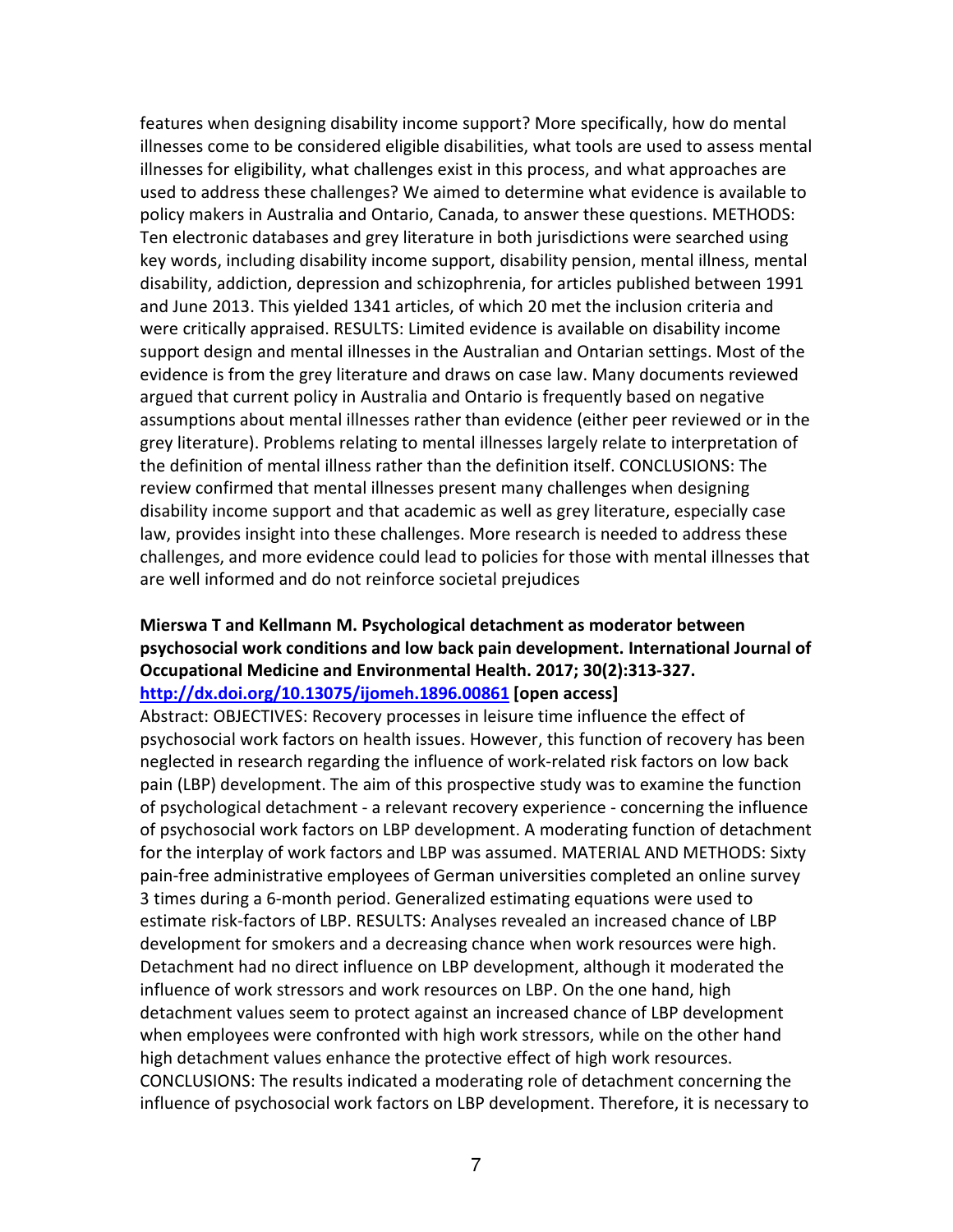features when designing disability income support? More specifically, how do mental illnesses come to be considered eligible disabilities, what tools are used to assess mental illnesses for eligibility, what challenges exist in this process, and what approaches are used to address these challenges? We aimed to determine what evidence is available to policy makers in Australia and Ontario, Canada, to answer these questions. METHODS: Ten electronic databases and grey literature in both jurisdictions were searched using key words, including disability income support, disability pension, mental illness, mental disability, addiction, depression and schizophrenia, for articles published between 1991 and June 2013. This yielded 1341 articles, of which 20 met the inclusion criteria and were critically appraised. RESULTS: Limited evidence is available on disability income support design and mental illnesses in the Australian and Ontarian settings. Most of the evidence is from the grey literature and draws on case law. Many documents reviewed argued that current policy in Australia and Ontario is frequently based on negative assumptions about mental illnesses rather than evidence (either peer reviewed or in the grey literature). Problems relating to mental illnesses largely relate to interpretation of the definition of mental illness rather than the definition itself. CONCLUSIONS: The review confirmed that mental illnesses present many challenges when designing disability income support and that academic as well as grey literature, especially case law, provides insight into these challenges. More research is needed to address these challenges, and more evidence could lead to policies for those with mental illnesses that are well informed and do not reinforce societal prejudices

**Mierswa T and Kellmann M. Psychological detachment as moderator between psychosocial work conditions and low back pain development. International Journal of Occupational Medicine and Environmental Health. 2017; 30(2):313-327.**
**[http://dx.doi.org/10.13075/ijomeh.1896.00861](http://dx.doi.org/10.13075/ijomeh.1896.00861) [open access]**

Abstract: OBJECTIVES: Recovery processes in leisure time influence the effect of psychosocial work factors on health issues. However, this function of recovery has been neglected in research regarding the influence of work-related risk factors on low back pain (LBP) development. The aim of this prospective study was to examine the function of psychological detachment - a relevant recovery experience - concerning the influence of psychosocial work factors on LBP development. A moderating function of detachment for the interplay of work factors and LBP was assumed. MATERIAL AND METHODS: Sixty pain-free administrative employees of German universities completed an online survey 3 times during a 6-month period. Generalized estimating equations were used to estimate risk-factors of LBP. RESULTS: Analyses revealed an increased chance of LBP development for smokers and a decreasing chance when work resources were high. Detachment had no direct influence on LBP development, although it moderated the influence of work stressors and work resources on LBP. On the one hand, high detachment values seem to protect against an increased chance of LBP development when employees were confronted with high work stressors, while on the other hand high detachment values enhance the protective effect of high work resources. CONCLUSIONS: The results indicated a moderating role of detachment concerning the influence of psychosocial work factors on LBP development. Therefore, it is necessary to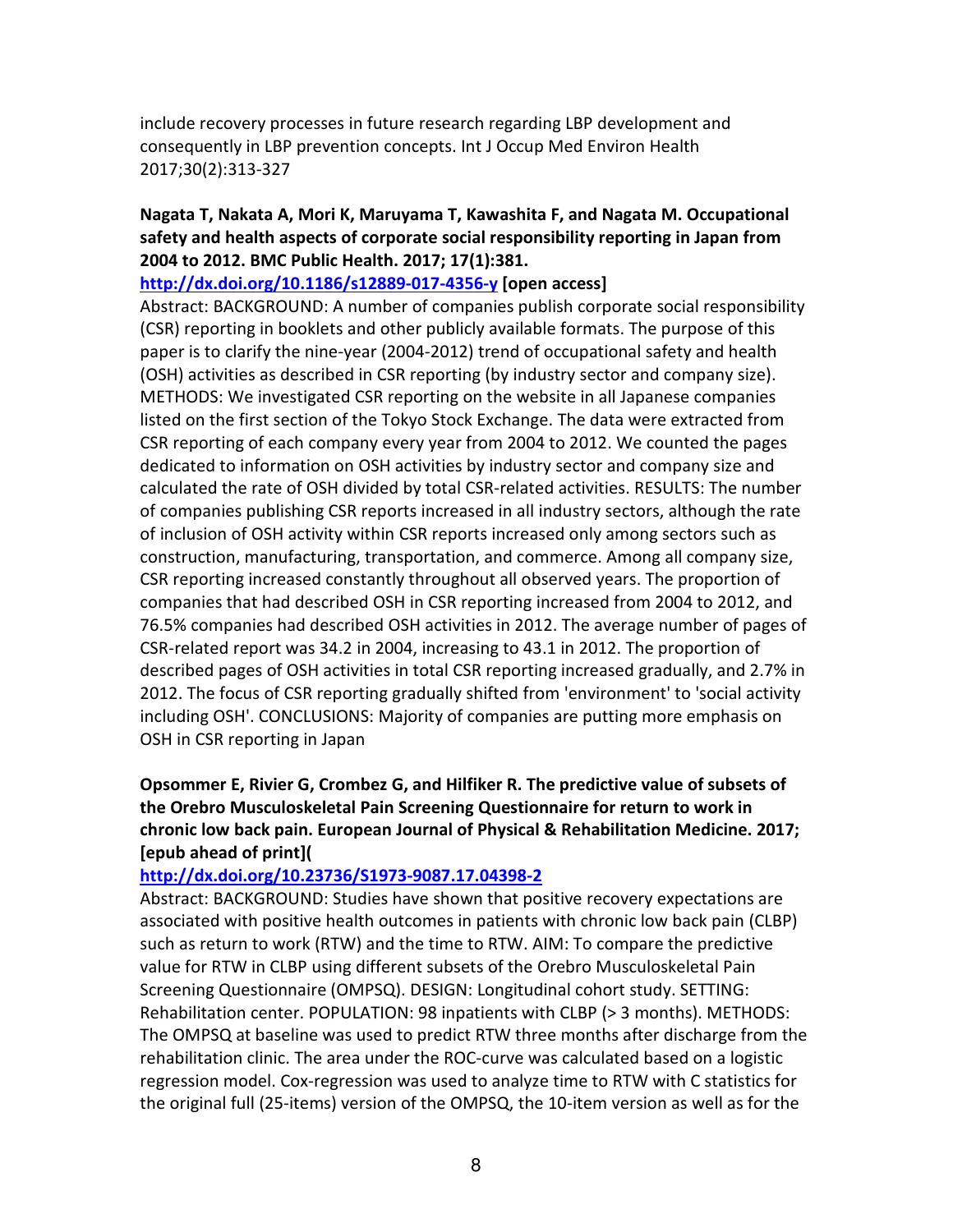include recovery processes in future research regarding LBP development and consequently in LBP prevention concepts. Int J Occup Med Environ Health 2017;30(2):313-327

**Nagata T, Nakata A, Mori K, Maruyama T, Kawashita F, and Nagata M. Occupational safety and health aspects of corporate social responsibility reporting in Japan from 2004 to 2012. BMC Public Health. 2017; 17(1):381.**

**[http://dx.doi.org/10.1186/s12889-017-4356-y](http://dx.doi.org/10.1186/s12889-017-4356-y) [open access]**

Abstract: BACKGROUND: A number of companies publish corporate social responsibility (CSR) reporting in booklets and other publicly available formats. The purpose of this paper is to clarify the nine-year (2004-2012) trend of occupational safety and health (OSH) activities as described in CSR reporting (by industry sector and company size). METHODS: We investigated CSR reporting on the website in all Japanese companies listed on the first section of the Tokyo Stock Exchange. The data were extracted from CSR reporting of each company every year from 2004 to 2012. We counted the pages dedicated to information on OSH activities by industry sector and company size and calculated the rate of OSH divided by total CSR-related activities. RESULTS: The number of companies publishing CSR reports increased in all industry sectors, although the rate of inclusion of OSH activity within CSR reports increased only among sectors such as construction, manufacturing, transportation, and commerce. Among all company size, CSR reporting increased constantly throughout all observed years. The proportion of companies that had described OSH in CSR reporting increased from 2004 to 2012, and 76.5% companies had described OSH activities in 2012. The average number of pages of CSR-related report was 34.2 in 2004, increasing to 43.1 in 2012. The proportion of described pages of OSH activities in total CSR reporting increased gradually, and 2.7% in 2012. The focus of CSR reporting gradually shifted from 'environment' to 'social activity including OSH'. CONCLUSIONS: Majority of companies are putting more emphasis on OSH in CSR reporting in Japan

**Opsommer E, Rivier G, Crombez G, and Hilfiker R. The predictive value of subsets of the Orebro Musculoskeletal Pain Screening Questionnaire for return to work in chronic low back pain. European Journal of Physical & Rehabilitation Medicine. 2017; [epub ahead of print](**

**[http://dx.doi.org/10.23736/S1973-9087.17.04398-2](http://dx.doi.org/10.23736/S1973-9087.17.04398-2)**

Abstract: BACKGROUND: Studies have shown that positive recovery expectations are associated with positive health outcomes in patients with chronic low back pain (CLBP) such as return to work (RTW) and the time to RTW. AIM: To compare the predictive value for RTW in CLBP using different subsets of the Orebro Musculoskeletal Pain Screening Questionnaire (OMPSQ). DESIGN: Longitudinal cohort study. SETTING: Rehabilitation center. POPULATION: 98 inpatients with CLBP (> 3 months). METHODS: The OMPSQ at baseline was used to predict RTW three months after discharge from the rehabilitation clinic. The area under the ROC-curve was calculated based on a logistic regression model. Cox-regression was used to analyze time to RTW with C statistics for the original full (25-items) version of the OMPSQ, the 10-item version as well as for the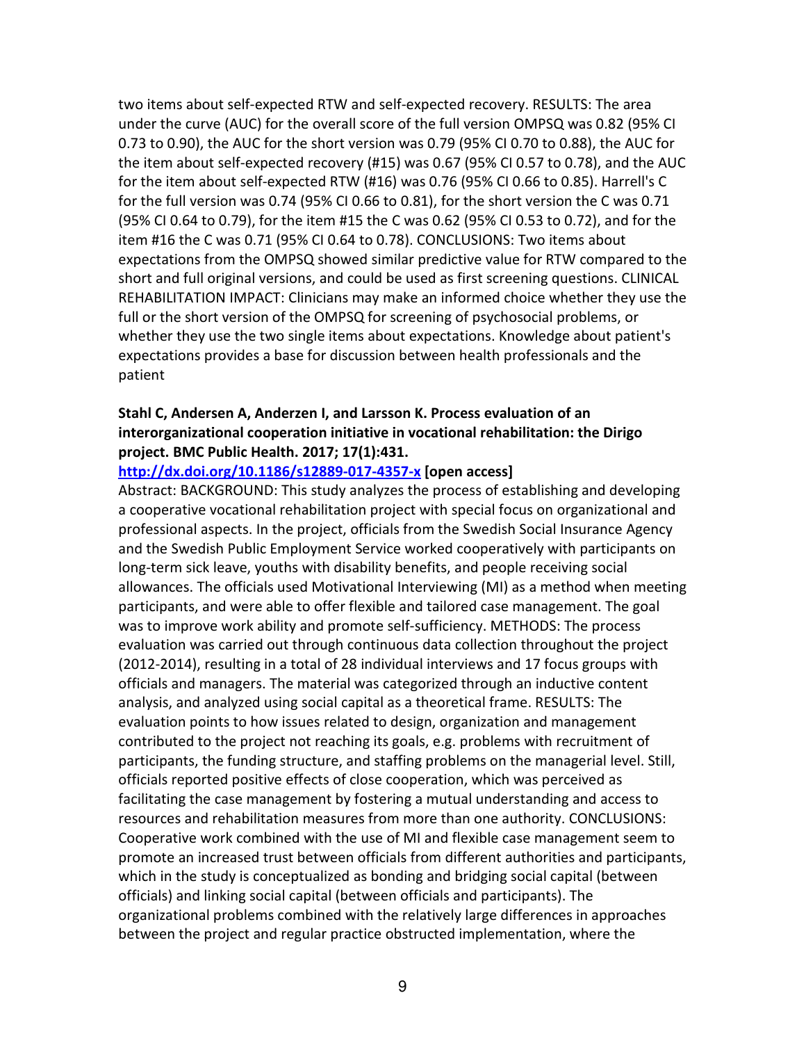two items about self-expected RTW and self-expected recovery. RESULTS: The area under the curve (AUC) for the overall score of the full version OMPSQ was 0.82 (95% CI 0.73 to 0.90), the AUC for the short version was 0.79 (95% CI 0.70 to 0.88), the AUC for the item about self-expected recovery (#15) was 0.67 (95% CI 0.57 to 0.78), and the AUC for the item about self-expected RTW (#16) was 0.76 (95% CI 0.66 to 0.85). Harrell's C for the full version was 0.74 (95% CI 0.66 to 0.81), for the short version the C was 0.71 (95% CI 0.64 to 0.79), for the item #15 the C was 0.62 (95% CI 0.53 to 0.72), and for the item #16 the C was 0.71 (95% CI 0.64 to 0.78). CONCLUSIONS: Two items about expectations from the OMPSQ showed similar predictive value for RTW compared to the short and full original versions, and could be used as first screening questions. CLINICAL REHABILITATION IMPACT: Clinicians may make an informed choice whether they use the full or the short version of the OMPSQ for screening of psychosocial problems, or whether they use the two single items about expectations. Knowledge about patient's expectations provides a base for discussion between health professionals and the patient

**Stahl C, Andersen A, Anderzen I, and Larsson K. Process evaluation of an interorganizational cooperation initiative in vocational rehabilitation: the Dirigo project. BMC Public Health. 2017; 17(1):431.**

**http://dx.doi.org/10.1186/s12889-017-4357-x [open access]**

Abstract: BACKGROUND: This study analyzes the process of establishing and developing a cooperative vocational rehabilitation project with special focus on organizational and professional aspects. In the project, officials from the Swedish Social Insurance Agency and the Swedish Public Employment Service worked cooperatively with participants on long-term sick leave, youths with disability benefits, and people receiving social allowances. The officials used Motivational Interviewing (MI) as a method when meeting participants, and were able to offer flexible and tailored case management. The goal was to improve work ability and promote self-sufficiency. METHODS: The process evaluation was carried out through continuous data collection throughout the project (2012-2014), resulting in a total of 28 individual interviews and 17 focus groups with officials and managers. The material was categorized through an inductive content analysis, and analyzed using social capital as a theoretical frame. RESULTS: The evaluation points to how issues related to design, organization and management contributed to the project not reaching its goals, e.g. problems with recruitment of participants, the funding structure, and staffing problems on the managerial level. Still, officials reported positive effects of close cooperation, which was perceived as facilitating the case management by fostering a mutual understanding and access to resources and rehabilitation measures from more than one authority. CONCLUSIONS: Cooperative work combined with the use of MI and flexible case management seem to promote an increased trust between officials from different authorities and participants, which in the study is conceptualized as bonding and bridging social capital (between officials) and linking social capital (between officials and participants). The organizational problems combined with the relatively large differences in approaches between the project and regular practice obstructed implementation, where the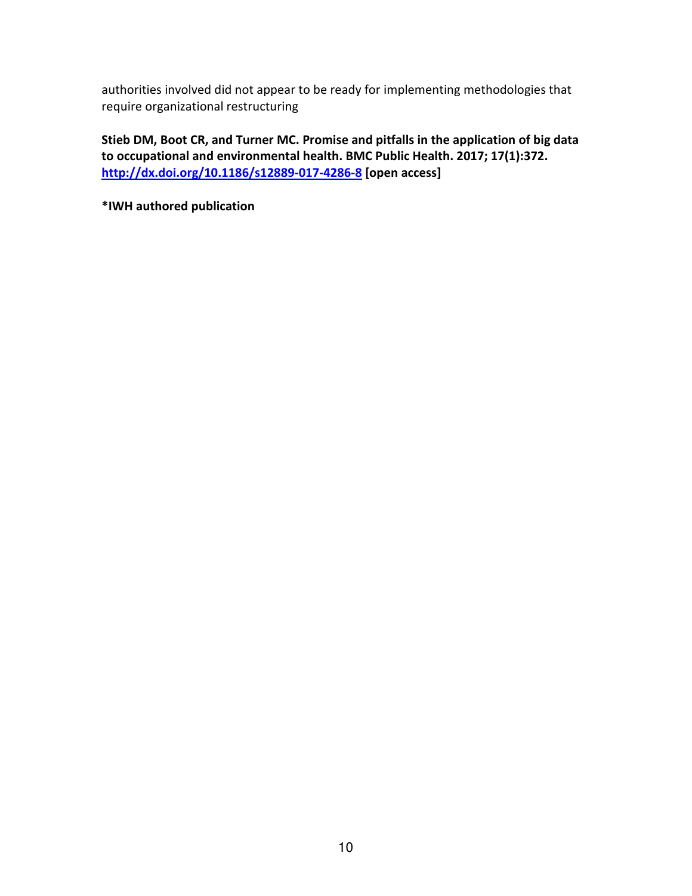authorities involved did not appear to be ready for implementing methodologies that require organizational restructuring

**Stieb DM, Boot CR, and Turner MC. Promise and pitfalls in the application of big data to occupational and environmental health. BMC Public Health. 2017; 17(1):372. [http://dx.doi.org/10.1186/s12889-017-4286-8](http://dx.doi.org/10.1186/s12889-017-4286-8) [open access]**

***IWH authored publication**